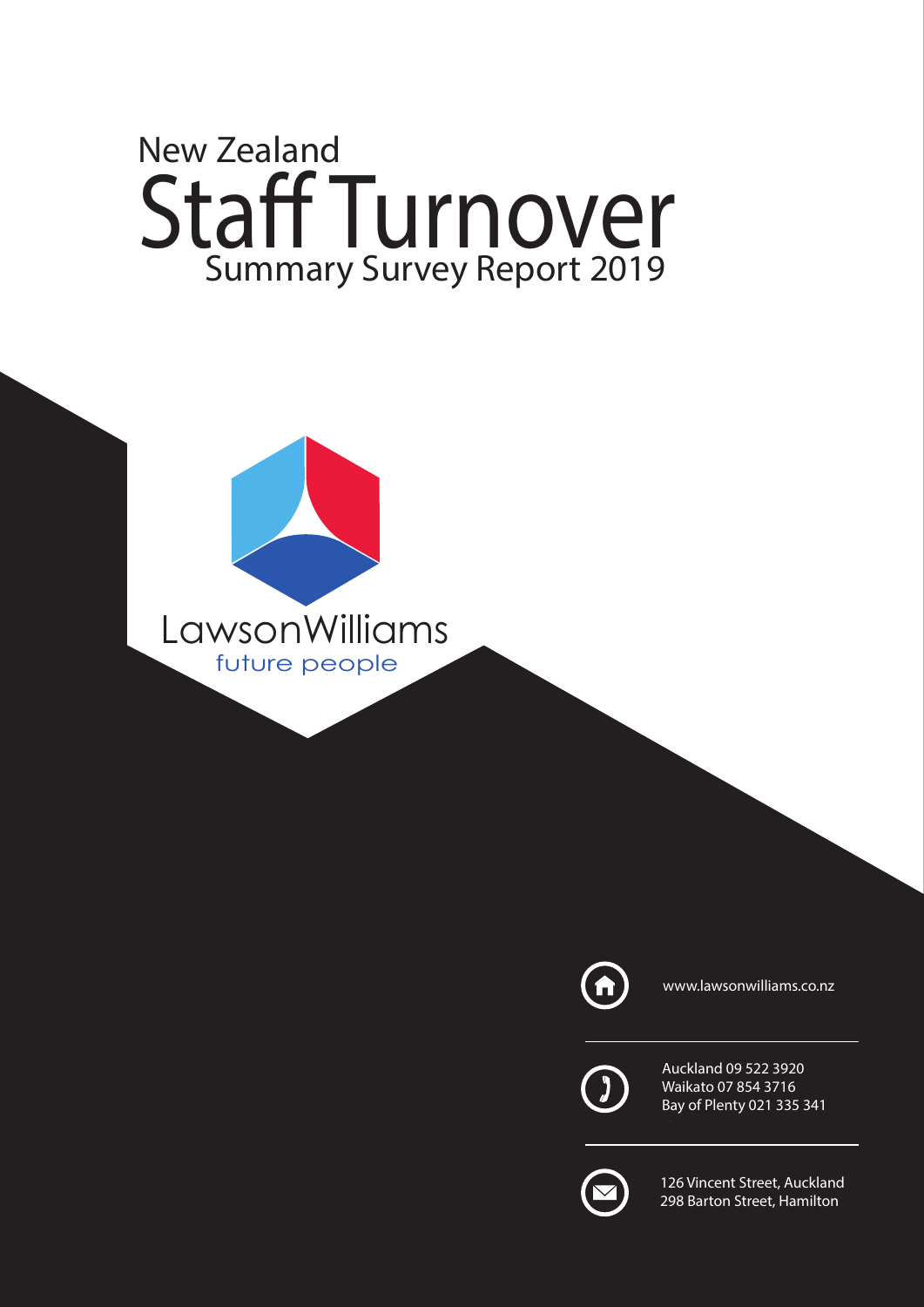# New Zealand Staff Turnover

## Summary Survey Report 2019

LawsonWilliams
future people

www.lawsonwilliams.co.nz

Auckland 09 522 3920
Waikato 07 854 3716
Bay of Plenty 021 335 341

126 Vincent Street, Auckland
298 Barton Street, Hamilton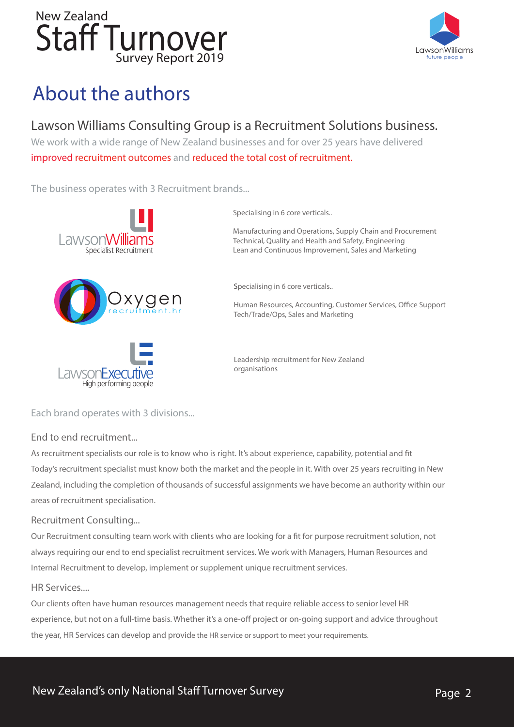# About the authors

## Lawson Williams Consulting Group is a Recruitment Solutions business.

We work with a wide range of New Zealand businesses and for over 25 years have delivered improved recruitment outcomes and reduced the total cost of recruitment.

The business operates with 3 Recruitment brands...

**LawsonWilliams** – Specialist Recruitment

Specialising in 6 core verticals..

Manufacturing and Operations, Supply Chain and Procurement
Technical, Quality and Health and Safety, Engineering
Lean and Continuous Improvement, Sales and Marketing

**Oxygen** – recruitment.hr

Specialising in 6 core verticals..

Human Resources, Accounting, Customer Services, Office Support
Tech/Trade/Ops, Sales and Marketing

**LawsonExecutive** – High performing people

Leadership recruitment for New Zealand organisations

Each brand operates with 3 divisions...

### End to end recruitment...

As recruitment specialists our role is to know who is right. It's about experience, capability, potential and fit Today's recruitment specialist must know both the market and the people in it. With over 25 years recruiting in New Zealand, including the completion of thousands of successful assignments we have become an authority within our areas of recruitment specialisation.

### Recruitment Consulting...

Our Recruitment consulting team work with clients who are looking for a fit for purpose recruitment solution, not always requiring our end to end specialist recruitment services. We work with Managers, Human Resources and Internal Recruitment to develop, implement or supplement unique recruitment services.

### HR Services....

Our clients often have human resources management needs that require reliable access to senior level HR experience, but not on a full-time basis. Whether it's a one-off project or on-going support and advice throughout the year, HR Services can develop and provide the HR service or support to meet your requirements.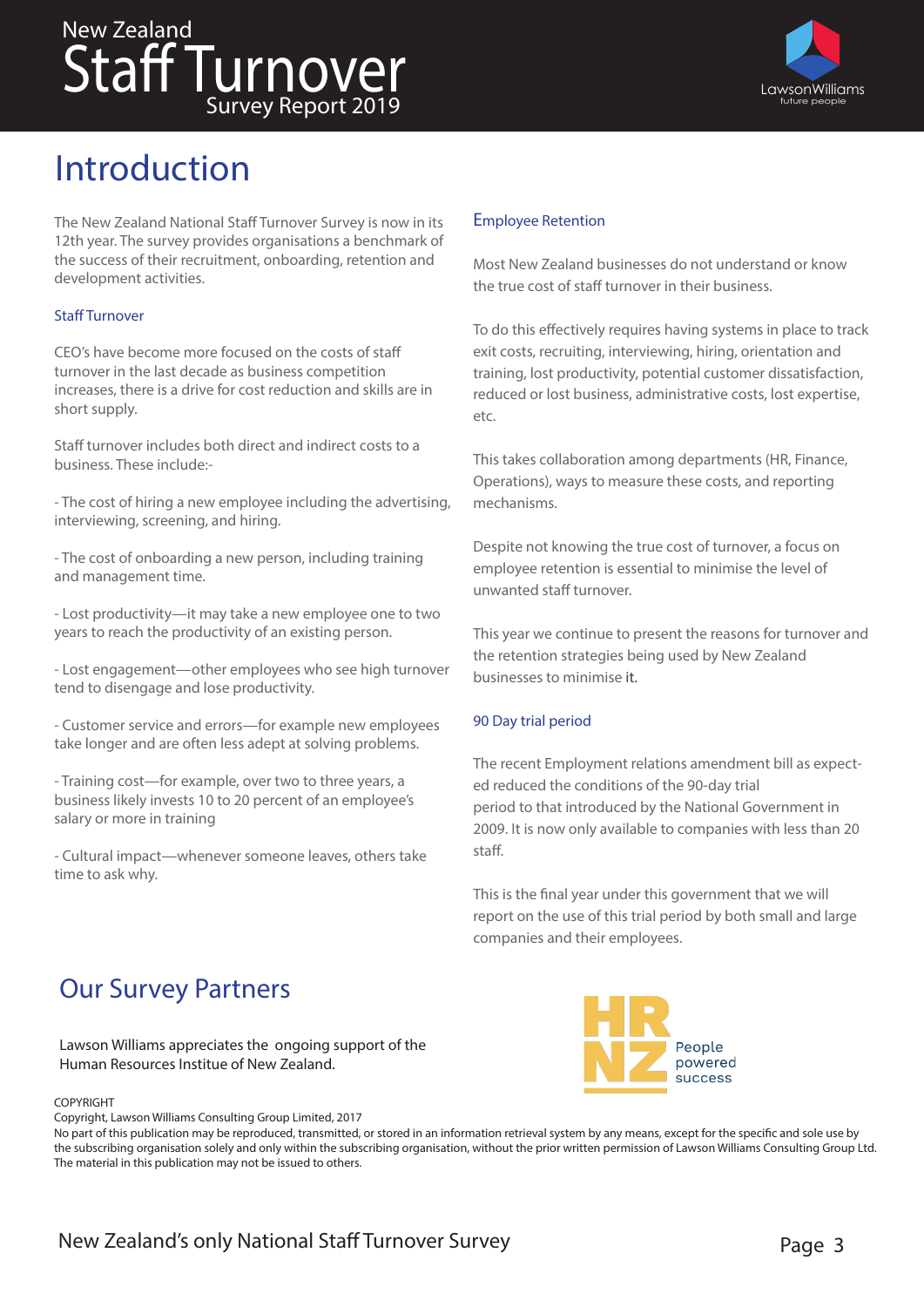# Introduction

The New Zealand National Staff Turnover Survey is now in its 12th year. The survey provides organisations a benchmark of the success of their recruitment, onboarding, retention and development activities.

### Staff Turnover

CEO's have become more focused on the costs of staff turnover in the last decade as business competition increases, there is a drive for cost reduction and skills are in short supply.

Staff turnover includes both direct and indirect costs to a business. These include:-

- The cost of hiring a new employee including the advertising, interviewing, screening, and hiring.

- The cost of onboarding a new person, including training and management time.

- Lost productivity—it may take a new employee one to two years to reach the productivity of an existing person.

- Lost engagement—other employees who see high turnover tend to disengage and lose productivity.

- Customer service and errors—for example new employees take longer and are often less adept at solving problems.

- Training cost—for example, over two to three years, a business likely invests 10 to 20 percent of an employee's salary or more in training

- Cultural impact—whenever someone leaves, others take time to ask why.

### Employee Retention

Most New Zealand businesses do not understand or know the true cost of staff turnover in their business.

To do this effectively requires having systems in place to track exit costs, recruiting, interviewing, hiring, orientation and training, lost productivity, potential customer dissatisfaction, reduced or lost business, administrative costs, lost expertise, etc.

This takes collaboration among departments (HR, Finance, Operations), ways to measure these costs, and reporting mechanisms.

Despite not knowing the true cost of turnover, a focus on employee retention is essential to minimise the level of unwanted staff turnover.

This year we continue to present the reasons for turnover and the retention strategies being used by New Zealand businesses to minimise it.

### 90 Day trial period

The recent Employment relations amendment bill as expected reduced the conditions of the 90-day trial period to that introduced by the National Government in 2009. It is now only available to companies with less than 20 staff.

This is the final year under this government that we will report on the use of this trial period by both small and large companies and their employees.

## Our Survey Partners

Lawson Williams appreciates the ongoing support of the Human Resources Institue of New Zealand.

HRNZ People powered success

COPYRIGHT
Copyright, Lawson Williams Consulting Group Limited, 2017
No part of this publication may be reproduced, transmitted, or stored in an information retrieval system by any means, except for the specific and sole use by the subscribing organisation solely and only within the subscribing organisation, without the prior written permission of Lawson Williams Consulting Group Ltd. The material in this publication may not be issued to others.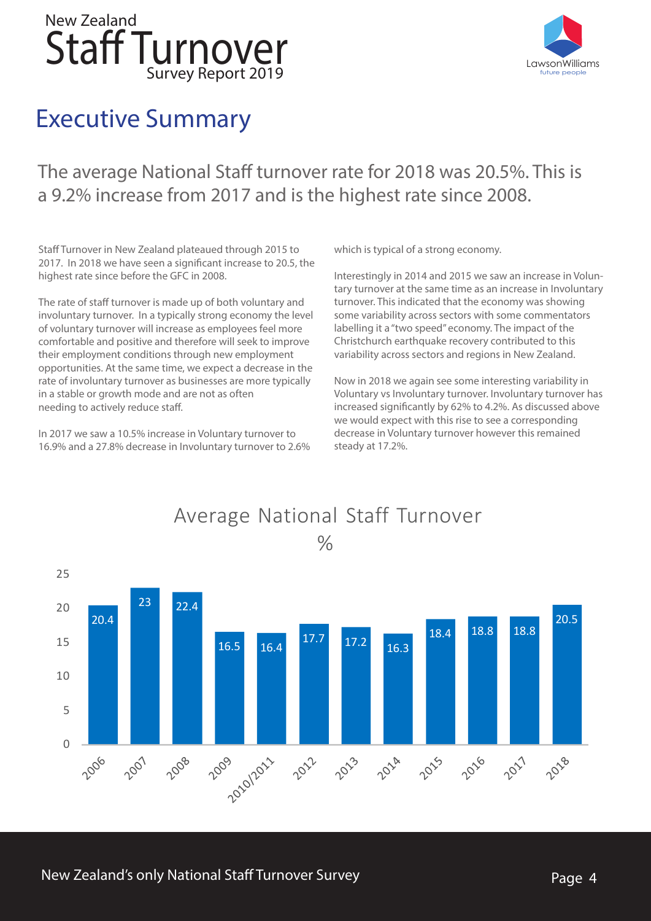# Executive Summary

## The average National Staff turnover rate for 2018 was 20.5%. This is a 9.2% increase from 2017 and is the highest rate since 2008.

Staff Turnover in New Zealand plateaued through 2015 to 2017. In 2018 we have seen a significant increase to 20.5, the highest rate since before the GFC in 2008.

The rate of staff turnover is made up of both voluntary and involuntary turnover. In a typically strong economy the level of voluntary turnover will increase as employees feel more comfortable and positive and therefore will seek to improve their employment conditions through new employment opportunities. At the same time, we expect a decrease in the rate of involuntary turnover as businesses are more typically in a stable or growth mode and are not as often needing to actively reduce staff.

In 2017 we saw a 10.5% increase in Voluntary turnover to 16.9% and a 27.8% decrease in Involuntary turnover to 2.6% which is typical of a strong economy.

Interestingly in 2014 and 2015 we saw an increase in Voluntary turnover at the same time as an increase in Involuntary turnover. This indicated that the economy was showing some variability across sectors with some commentators labelling it a "two speed" economy. The impact of the Christchurch earthquake recovery contributed to this variability across sectors and regions in New Zealand.

Now in 2018 we again see some interesting variability in Voluntary vs Involuntary turnover. Involuntary turnover has increased significantly by 62% to 4.2%. As discussed above we would expect with this rise to see a corresponding decrease in Voluntary turnover however this remained steady at 17.2%.

### Average National Staff Turnover

%

| Year | % |
| --- | --- |
| 2006 | 20.4 |
| 2007 | 23 |
| 2008 | 22.4 |
| 2009 | 16.5 |
| 2010/2011 | 16.4 |
| 2012 | 17.7 |
| 2013 | 17.2 |
| 2014 | 16.3 |
| 2015 | 18.4 |
| 2016 | 18.8 |
| 2017 | 18.8 |
| 2018 | 20.5 |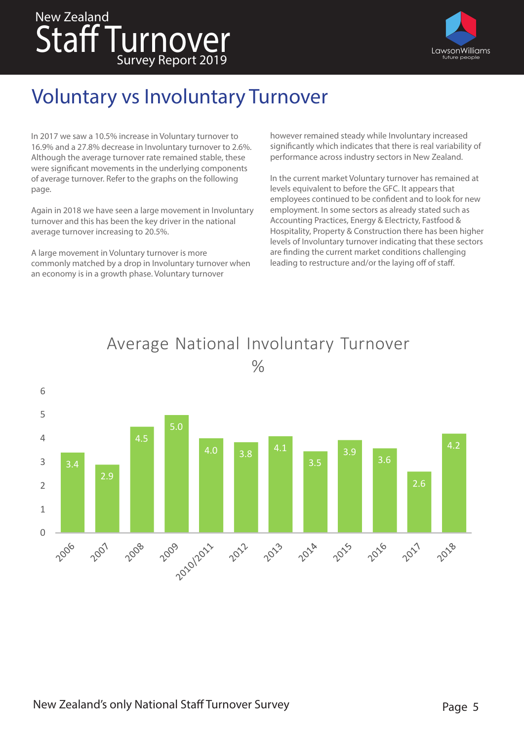# Voluntary vs Involuntary Turnover

In 2017 we saw a 10.5% increase in Voluntary turnover to 16.9% and a 27.8% decrease in Involuntary turnover to 2.6%. Although the average turnover rate remained stable, these were significant movements in the underlying components of average turnover. Refer to the graphs on the following page.

Again in 2018 we have seen a large movement in Involuntary turnover and this has been the key driver in the national average turnover increasing to 20.5%.

A large movement in Voluntary turnover is more commonly matched by a drop in Involuntary turnover when an economy is in a growth phase. Voluntary turnover however remained steady while Involuntary increased significantly which indicates that there is real variability of performance across industry sectors in New Zealand.

In the current market Voluntary turnover has remained at levels equivalent to before the GFC. It appears that employees continued to be confident and to look for new employment. In some sectors as already stated such as Accounting Practices, Energy & Electricty, Fastfood & Hospitality, Property & Construction there has been higher levels of Involuntary turnover indicating that these sectors are finding the current market conditions challenging leading to restructure and/or the laying off of staff.

## Average National Involuntary Turnover

%

| Year | % |
|---|---|
| 2006 | 3.4 |
| 2007 | 2.9 |
| 2008 | 4.5 |
| 2009 | 5.0 |
| 2010/2011 | 4.0 |
| 2012 | 3.8 |
| 2013 | 4.1 |
| 2014 | 3.5 |
| 2015 | 3.9 |
| 2016 | 3.6 |
| 2017 | 2.6 |
| 2018 | 4.2 |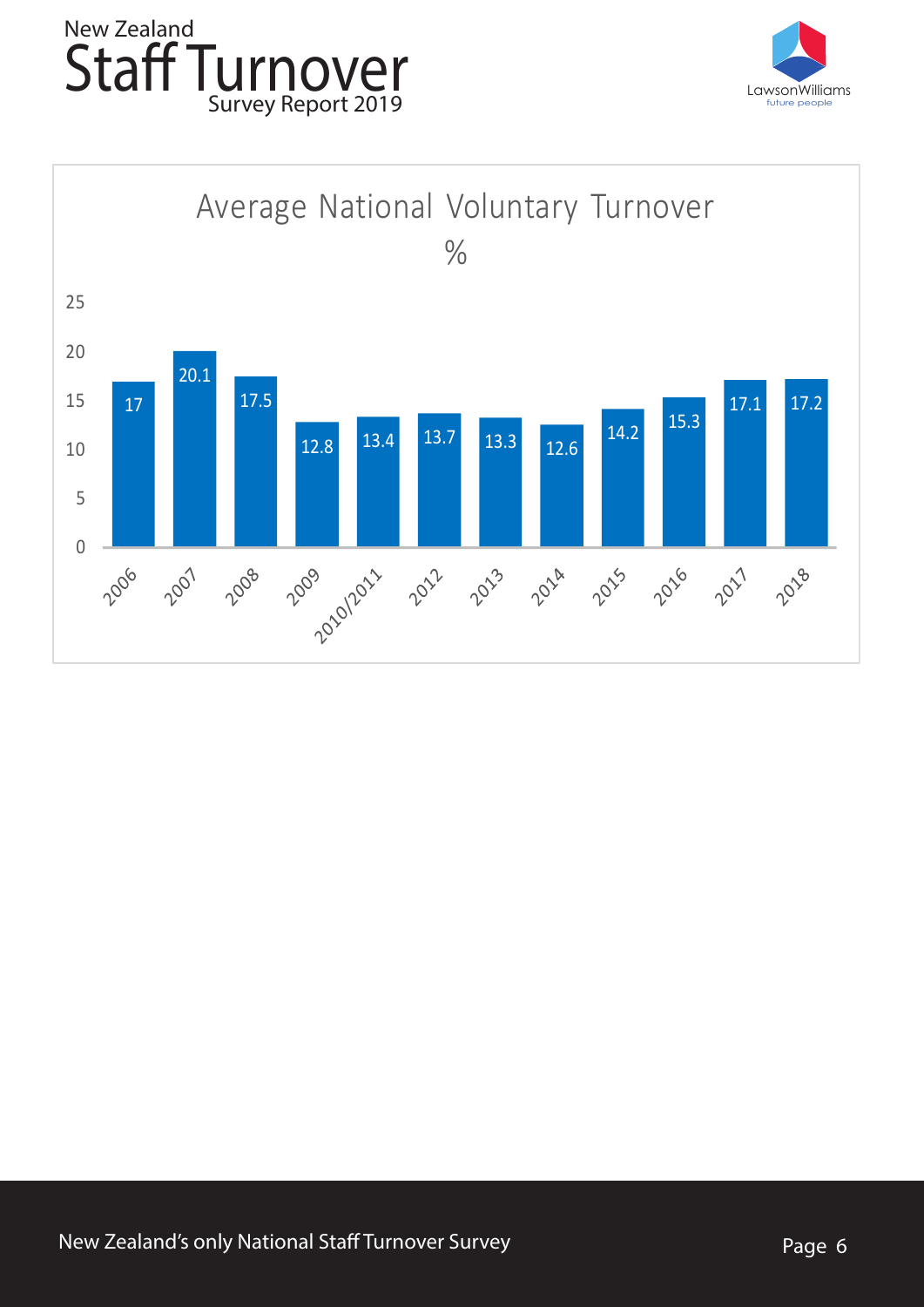## Average National Voluntary Turnover

%

| Year | % |
|---|---|
| 2006 | 17 |
| 2007 | 20.1 |
| 2008 | 17.5 |
| 2009 | 12.8 |
| 2010/2011 | 13.4 |
| 2012 | 13.7 |
| 2013 | 13.3 |
| 2014 | 12.6 |
| 2015 | 14.2 |
| 2016 | 15.3 |
| 2017 | 17.1 |
| 2018 | 17.2 |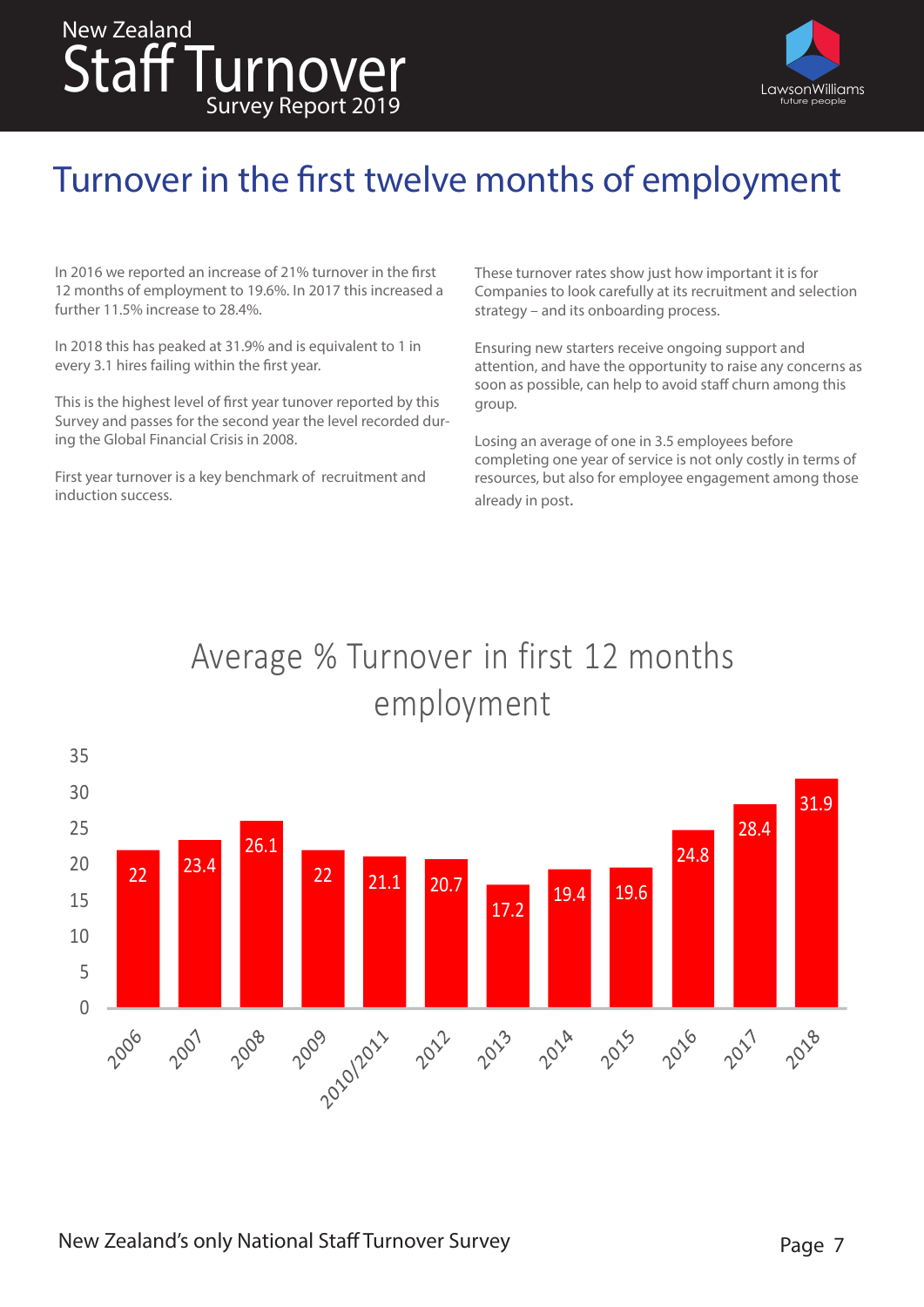## Turnover in the first twelve months of employment

In 2016 we reported an increase of 21% turnover in the first 12 months of employment to 19.6%. In 2017 this increased a further 11.5% increase to 28.4%.

In 2018 this has peaked at 31.9% and is equivalent to 1 in every 3.1 hires failing within the first year.

This is the highest level of first year tunover reported by this Survey and passes for the second year the level recorded during the Global Financial Crisis in 2008.

First year turnover is a key benchmark of recruitment and induction success.

These turnover rates show just how important it is for Companies to look carefully at its recruitment and selection strategy – and its onboarding process.

Ensuring new starters receive ongoing support and attention, and have the opportunity to raise any concerns as soon as possible, can help to avoid staff churn among this group.

Losing an average of one in 3.5 employees before completing one year of service is not only costly in terms of resources, but also for employee engagement among those already in post.

### Average % Turnover in first 12 months employment

| Year | % |
|---|---|
| 2006 | 22 |
| 2007 | 23.4 |
| 2008 | 26.1 |
| 2009 | 22 |
| 2010/2011 | 21.1 |
| 2012 | 20.7 |
| 2013 | 17.2 |
| 2014 | 19.4 |
| 2015 | 19.6 |
| 2016 | 24.8 |
| 2017 | 28.4 |
| 2018 | 31.9 |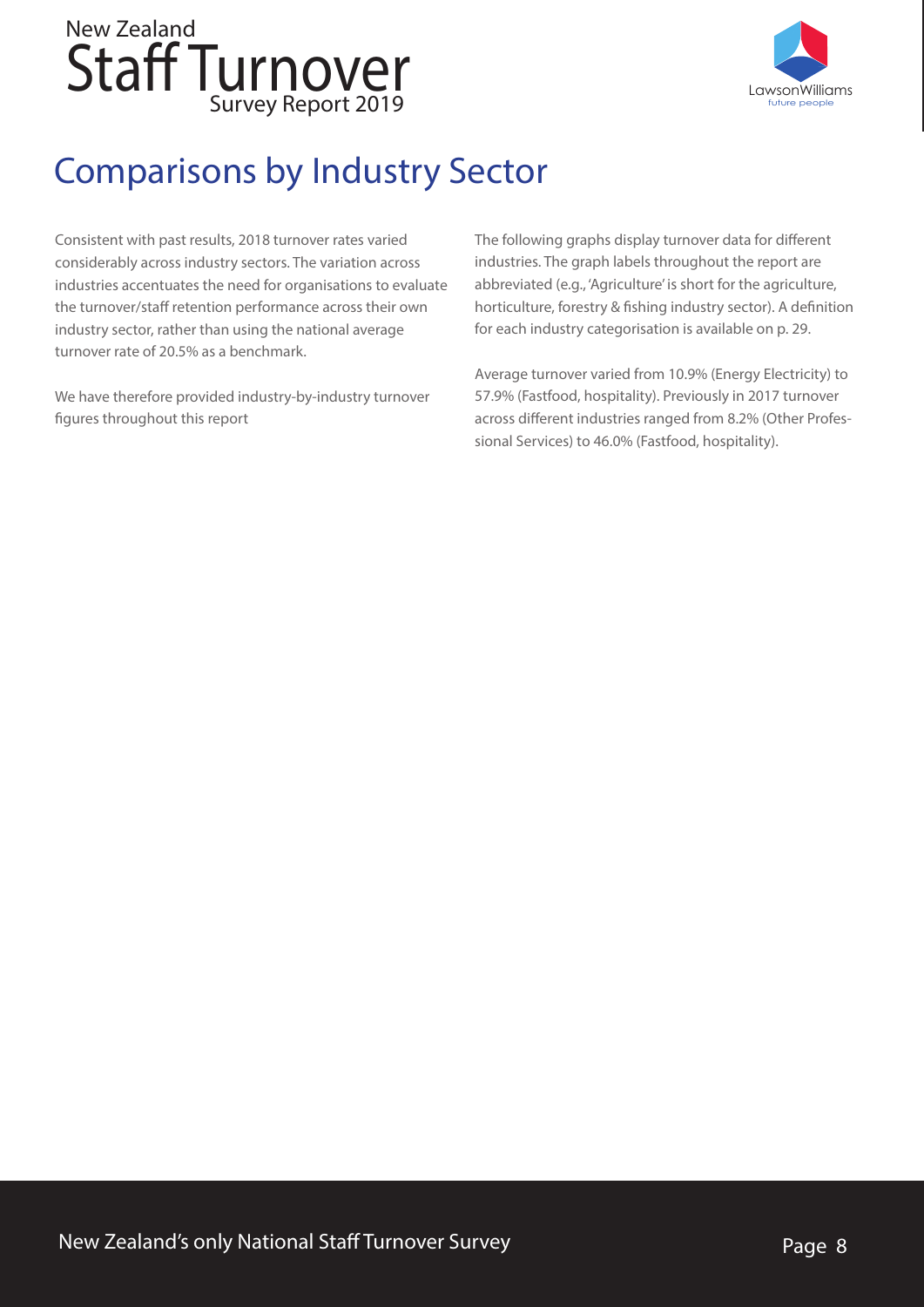# Comparisons by Industry Sector

Consistent with past results, 2018 turnover rates varied considerably across industry sectors. The variation across industries accentuates the need for organisations to evaluate the turnover/staff retention performance across their own industry sector, rather than using the national average turnover rate of 20.5% as a benchmark.

We have therefore provided industry-by-industry turnover figures throughout this report

The following graphs display turnover data for different industries. The graph labels throughout the report are abbreviated (e.g., 'Agriculture' is short for the agriculture, horticulture, forestry & fishing industry sector). A definition for each industry categorisation is available on p. 29.

Average turnover varied from 10.9% (Energy Electricity) to 57.9% (Fastfood, hospitality). Previously in 2017 turnover across different industries ranged from 8.2% (Other Professional Services) to 46.0% (Fastfood, hospitality).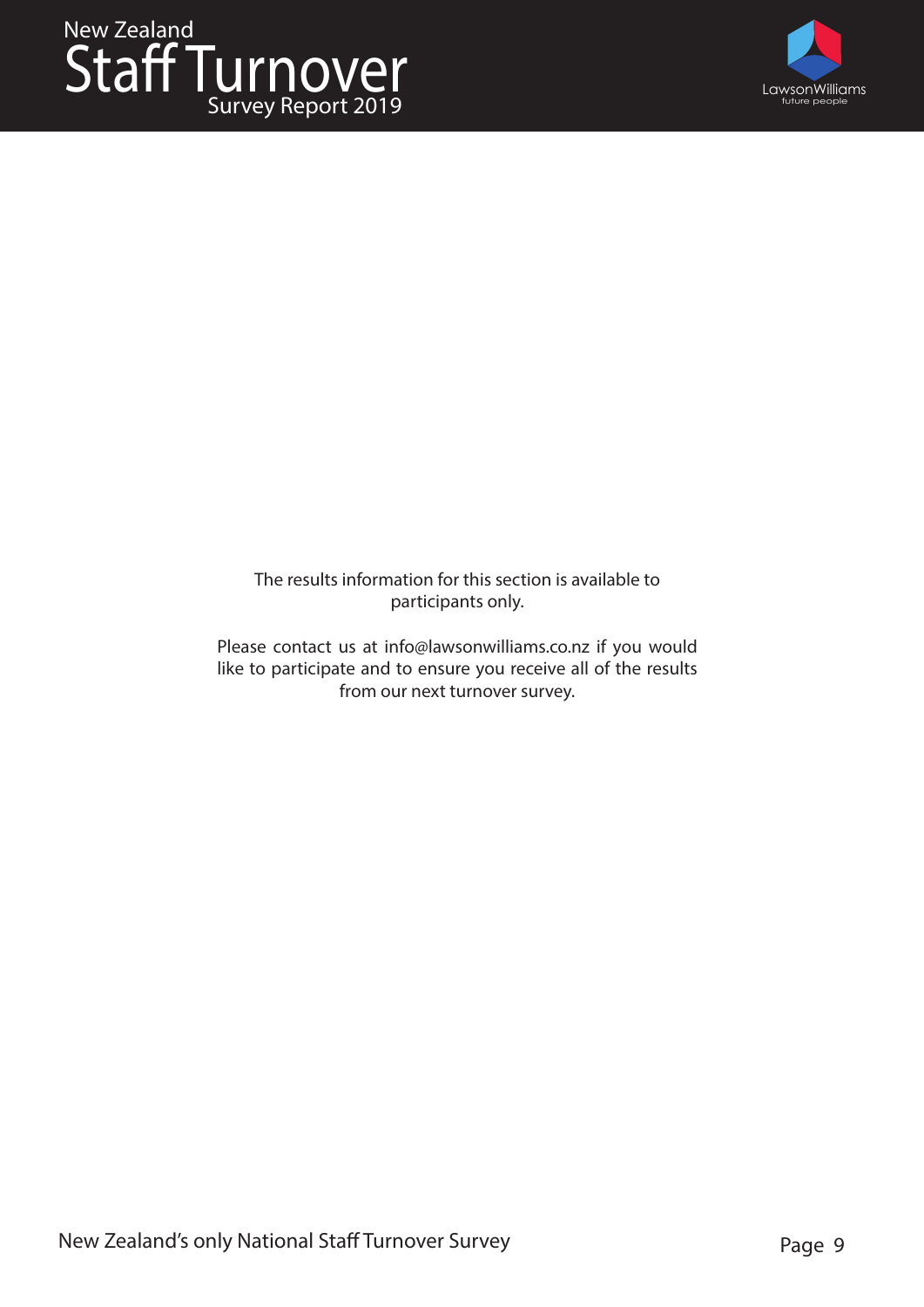The results information for this section is available to participants only.

Please contact us at info@lawsonwilliams.co.nz if you would like to participate and to ensure you receive all of the results from our next turnover survey.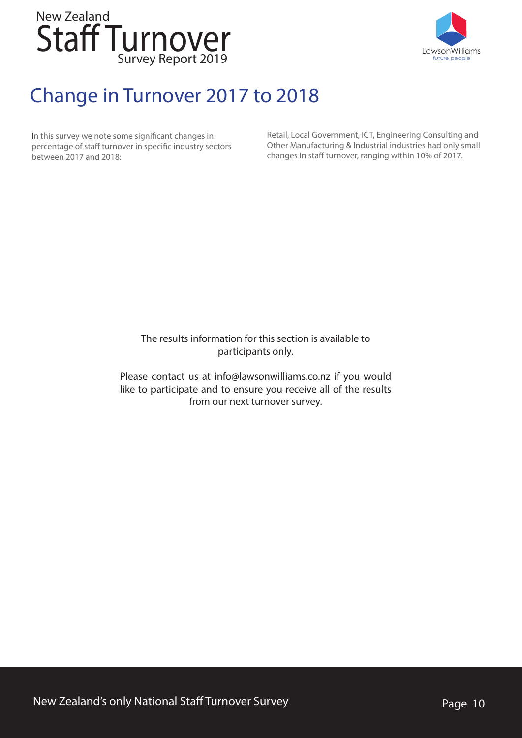# Change in Turnover 2017 to 2018

In this survey we note some significant changes in percentage of staff turnover in specific industry sectors between 2017 and 2018:

Retail, Local Government, ICT, Engineering Consulting and Other Manufacturing & Industrial industries had only small changes in staff turnover, ranging within 10% of 2017.

The results information for this section is available to participants only.

Please contact us at info@lawsonwilliams.co.nz if you would like to participate and to ensure you receive all of the results from our next turnover survey.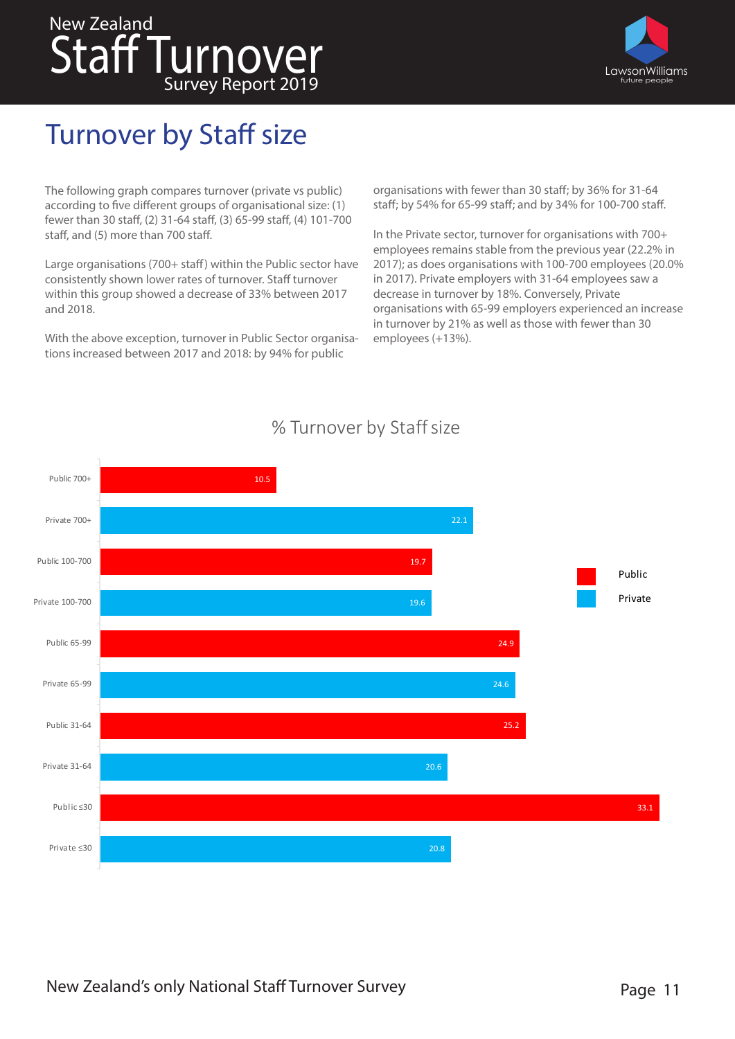# Turnover by Staff size

The following graph compares turnover (private vs public) according to five different groups of organisational size: (1) fewer than 30 staff, (2) 31-64 staff, (3) 65-99 staff, (4) 101-700 staff, and (5) more than 700 staff.

Large organisations (700+ staff) within the Public sector have consistently shown lower rates of turnover. Staff turnover within this group showed a decrease of 33% between 2017 and 2018.

With the above exception, turnover in Public Sector organisations increased between 2017 and 2018: by 94% for public organisations with fewer than 30 staff; by 36% for 31-64 staff; by 54% for 65-99 staff; and by 34% for 100-700 staff.

In the Private sector, turnover for organisations with 700+ employees remains stable from the previous year (22.2% in 2017); as does organisations with 100-700 employees (20.0% in 2017). Private employers with 31-64 employees saw a decrease in turnover by 18%. Conversely, Private organisations with 65-99 employers experienced an increase in turnover by 21% as well as those with fewer than 30 employees (+13%).

## % Turnover by Staff size

| Staff size | % Turnover |
|---|---|
| Public 700+ | 10.5 |
| Private 700+ | 22.1 |
| Public 100-700 | 19.7 |
| Private 100-700 | 19.6 |
| Public 65-99 | 24.9 |
| Private 65-99 | 24.6 |
| Public 31-64 | 25.2 |
| Private 31-64 | 20.6 |
| Public ≤30 | 33.1 |
| Private ≤30 | 20.8 |

New Zealand's only National Staff Turnover Survey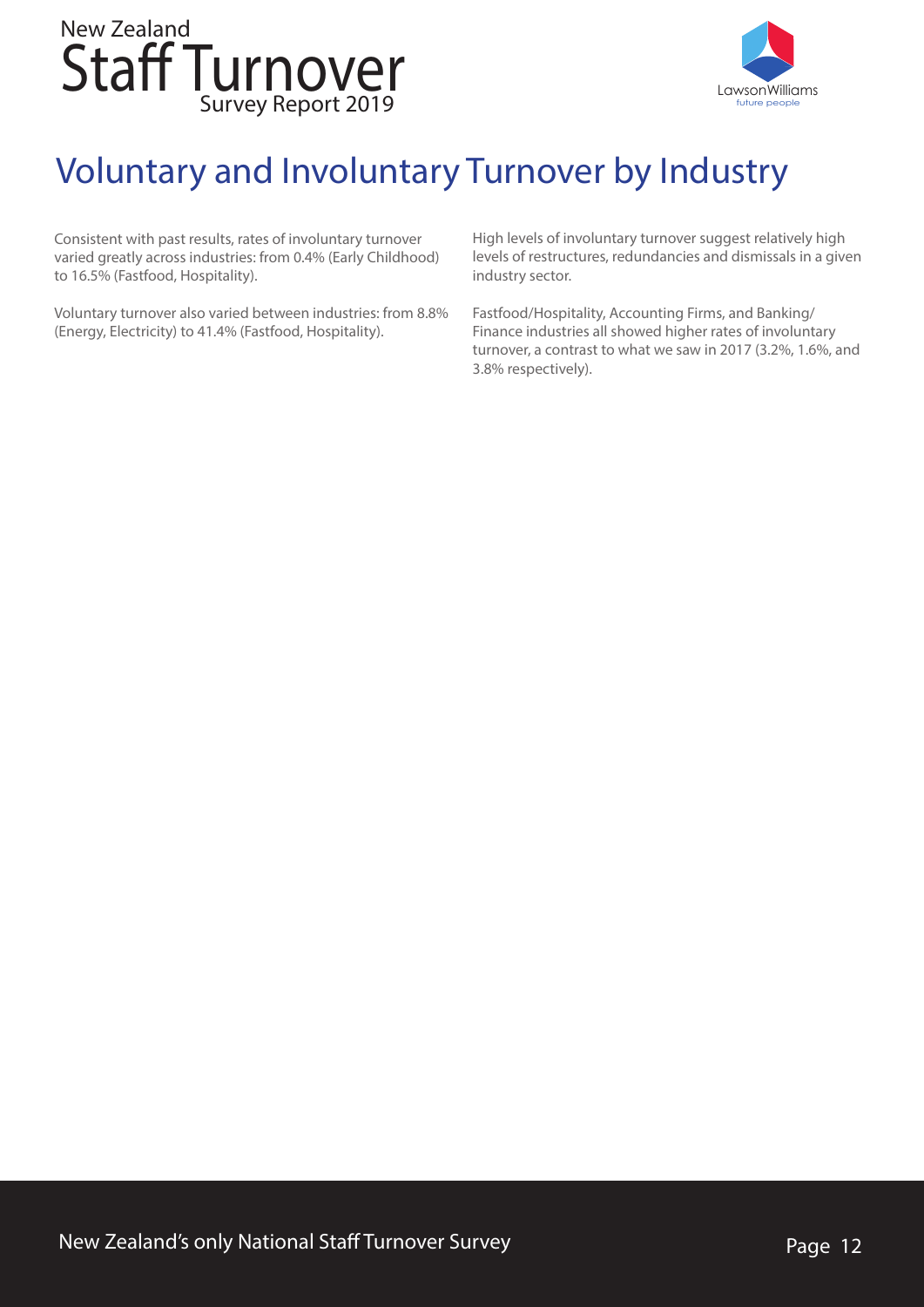# Voluntary and Involuntary Turnover by Industry

Consistent with past results, rates of involuntary turnover varied greatly across industries: from 0.4% (Early Childhood) to 16.5% (Fastfood, Hospitality).

Voluntary turnover also varied between industries: from 8.8% (Energy, Electricity) to 41.4% (Fastfood, Hospitality).

High levels of involuntary turnover suggest relatively high levels of restructures, redundancies and dismissals in a given industry sector.

Fastfood/Hospitality, Accounting Firms, and Banking/Finance industries all showed higher rates of involuntary turnover, a contrast to what we saw in 2017 (3.2%, 1.6%, and 3.8% respectively).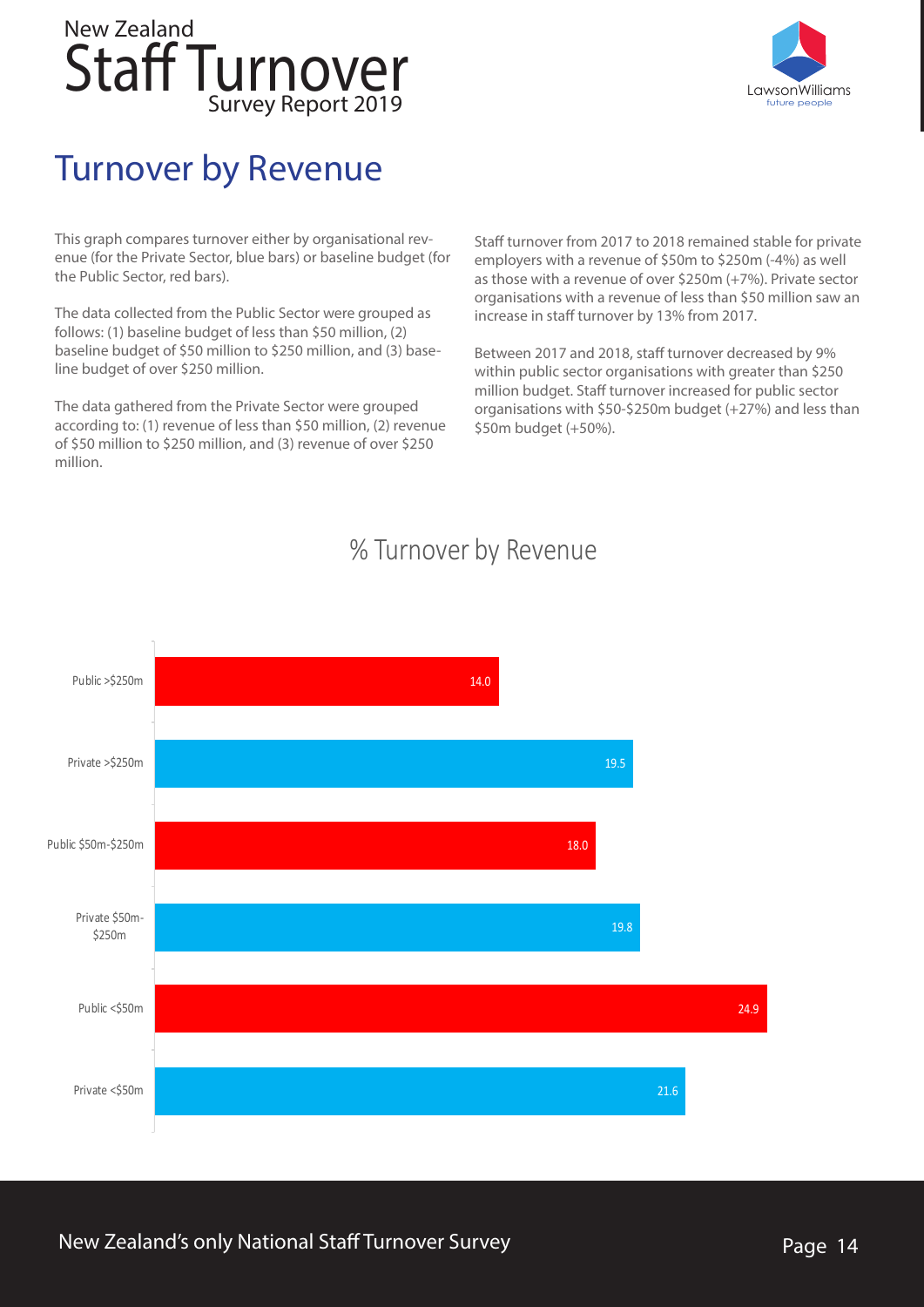# Turnover by Revenue

This graph compares turnover either by organisational revenue (for the Private Sector, blue bars) or baseline budget (for the Public Sector, red bars).

The data collected from the Public Sector were grouped as follows: (1) baseline budget of less than $50 million, (2) baseline budget of $50 million to $250 million, and (3) baseline budget of over $250 million.

The data gathered from the Private Sector were grouped according to: (1) revenue of less than $50 million, (2) revenue of $50 million to $250 million, and (3) revenue of over $250 million.

Staff turnover from 2017 to 2018 remained stable for private employers with a revenue of $50m to $250m (-4%) as well as those with a revenue of over $250m (+7%). Private sector organisations with a revenue of less than $50 million saw an increase in staff turnover by 13% from 2017.

Between 2017 and 2018, staff turnover decreased by 9% within public sector organisations with greater than $250 million budget. Staff turnover increased for public sector organisations with $50-$250m budget (+27%) and less than $50m budget (+50%).

## % Turnover by Revenue

| Category | % Turnover |
| --- | --- |
| Public >$250m | 14.0 |
| Private >$250m | 19.5 |
| Public $50m-$250m | 18.0 |
| Private $50m-$250m | 19.8 |
| Public <$50m | 24.9 |
| Private <$50m | 21.6 |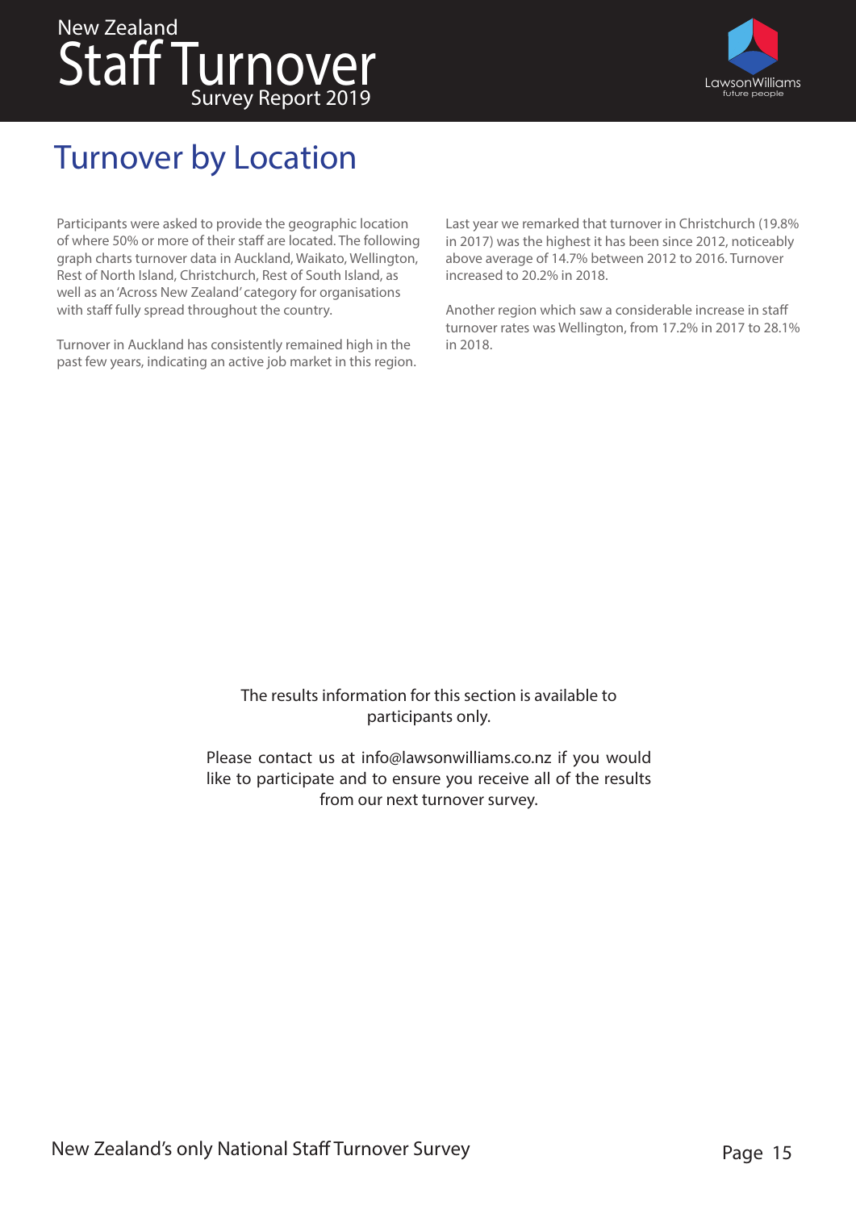# Turnover by Location

Participants were asked to provide the geographic location of where 50% or more of their staff are located. The following graph charts turnover data in Auckland, Waikato, Wellington, Rest of North Island, Christchurch, Rest of South Island, as well as an 'Across New Zealand' category for organisations with staff fully spread throughout the country.

Turnover in Auckland has consistently remained high in the past few years, indicating an active job market in this region.

Last year we remarked that turnover in Christchurch (19.8% in 2017) was the highest it has been since 2012, noticeably above average of 14.7% between 2012 to 2016. Turnover increased to 20.2% in 2018.

Another region which saw a considerable increase in staff turnover rates was Wellington, from 17.2% in 2017 to 28.1% in 2018.

The results information for this section is available to participants only.

Please contact us at info@lawsonwilliams.co.nz if you would like to participate and to ensure you receive all of the results from our next turnover survey.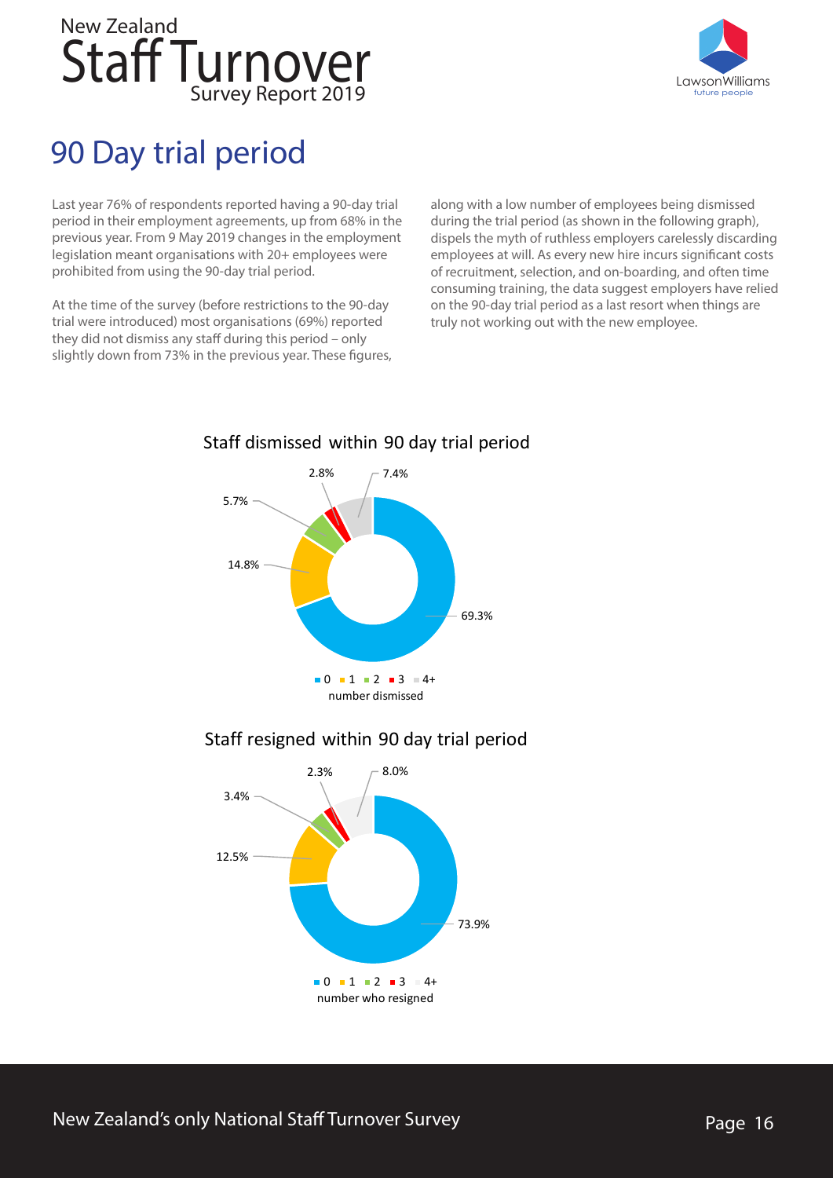# 90 Day trial period

Last year 76% of respondents reported having a 90-day trial period in their employment agreements, up from 68% in the previous year. From 9 May 2019 changes in the employment legislation meant organisations with 20+ employees were prohibited from using the 90-day trial period.

At the time of the survey (before restrictions to the 90-day trial were introduced) most organisations (69%) reported they did not dismiss any staff during this period – only slightly down from 73% in the previous year. These figures, along with a low number of employees being dismissed during the trial period (as shown in the following graph), dispels the myth of ruthless employers carelessly discarding employees at will. As every new hire incurs significant costs of recruitment, selection, and on-boarding, and often time consuming training, the data suggest employers have relied on the 90-day trial period as a last resort when things are truly not working out with the new employee.

**Staff dismissed within 90 day trial period**

| number dismissed | % |
|---|---|
| 0 | 69.3% |
| 1 | 14.8% |
| 2 | 5.7% |
| 3 | 2.8% |
| 4+ | 7.4% |

**Staff resigned within 90 day trial period**

| number who resigned | % |
|---|---|
| 0 | 73.9% |
| 1 | 12.5% |
| 2 | 3.4% |
| 3 | 2.3% |
| 4+ | 8.0% |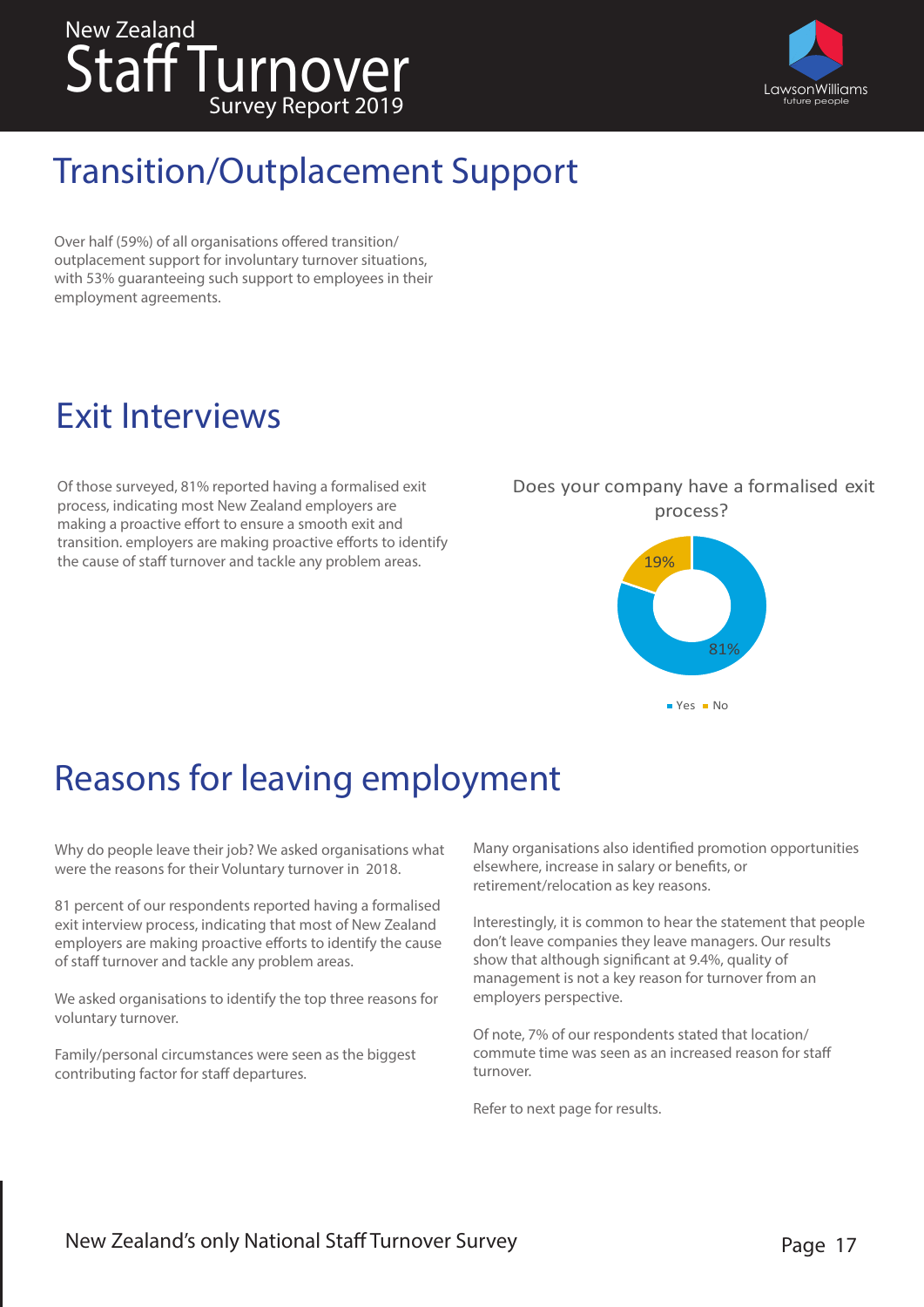# Transition/Outplacement Support

Over half (59%) of all organisations offered transition/outplacement support for involuntary turnover situations, with 53% guaranteeing such support to employees in their employment agreements.

# Exit Interviews

Of those surveyed, 81% reported having a formalised exit process, indicating most New Zealand employers are making a proactive effort to ensure a smooth exit and transition. employers are making proactive efforts to identify the cause of staff turnover and tackle any problem areas.

Does your company have a formalised exit process?

| Response | Percentage |
|---|---|
| Yes | 81% |
| No | 19% |

# Reasons for leaving employment

Why do people leave their job? We asked organisations what were the reasons for their Voluntary turnover in 2018.

81 percent of our respondents reported having a formalised exit interview process, indicating that most of New Zealand employers are making proactive efforts to identify the cause of staff turnover and tackle any problem areas.

We asked organisations to identify the top three reasons for voluntary turnover.

Family/personal circumstances were seen as the biggest contributing factor for staff departures.

Many organisations also identified promotion opportunities elsewhere, increase in salary or benefits, or retirement/relocation as key reasons.

Interestingly, it is common to hear the statement that people don't leave companies they leave managers. Our results show that although significant at 9.4%, quality of management is not a key reason for turnover from an employers perspective.

Of note, 7% of our respondents stated that location/commute time was seen as an increased reason for staff turnover.

Refer to next page for results.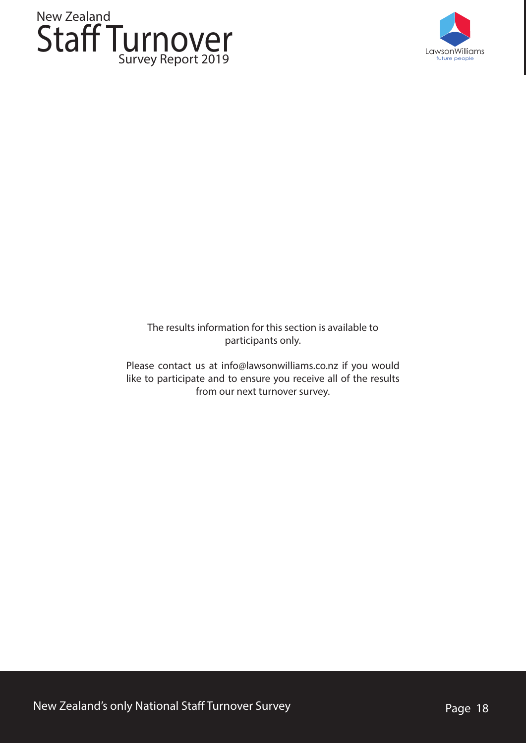The results information for this section is available to participants only.

Please contact us at info@lawsonwilliams.co.nz if you would like to participate and to ensure you receive all of the results from our next turnover survey.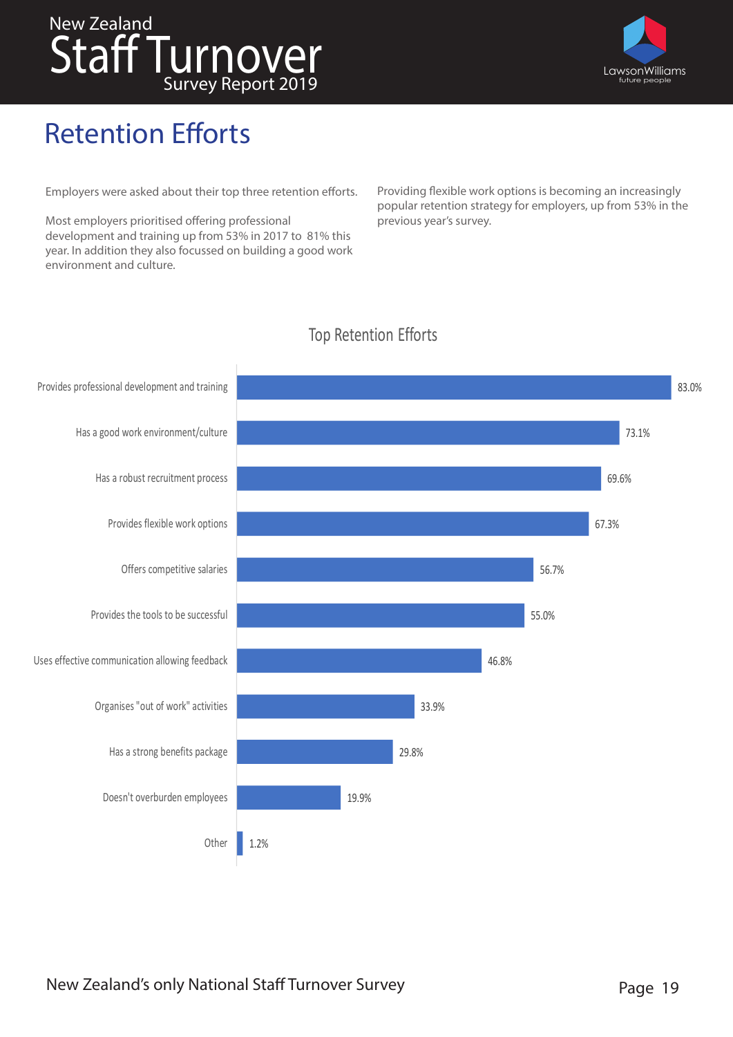# Retention Efforts

Employers were asked about their top three retention efforts.

Most employers prioritised offering professional development and training up from 53% in 2017 to 81% this year. In addition they also focussed on building a good work environment and culture.

Providing flexible work options is becoming an increasingly popular retention strategy for employers, up from 53% in the previous year's survey.

## Top Retention Efforts

| Retention Effort | Percentage |
|---|---|
| Provides professional development and training | 83.0% |
| Has a good work environment/culture | 73.1% |
| Has a robust recruitment process | 69.6% |
| Provides flexible work options | 67.3% |
| Offers competitive salaries | 56.7% |
| Provides the tools to be successful | 55.0% |
| Uses effective communication allowing feedback | 46.8% |
| Organises "out of work" activities | 33.9% |
| Has a strong benefits package | 29.8% |
| Doesn't overburden employees | 19.9% |
| Other | 1.2% |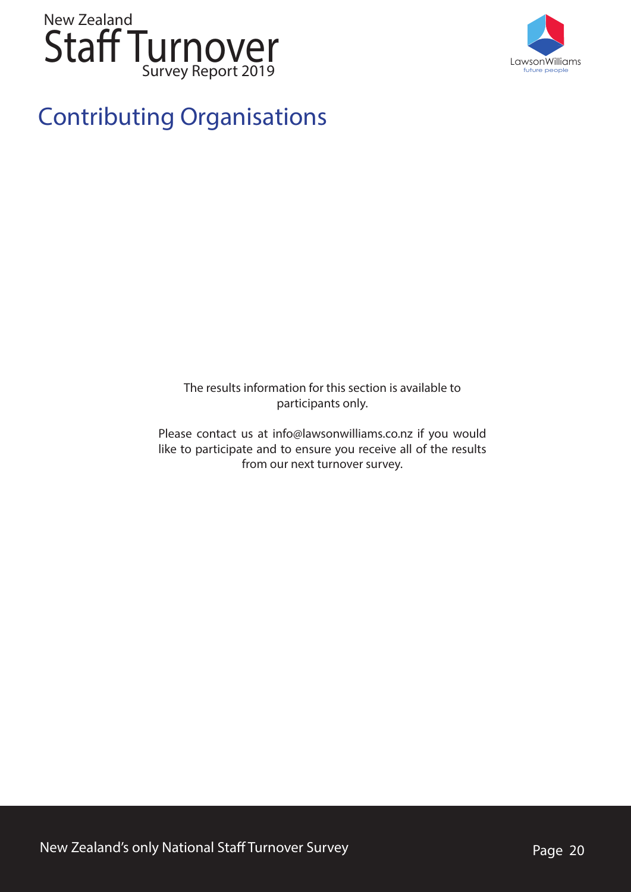# Contributing Organisations

The results information for this section is available to participants only.

Please contact us at info@lawsonwilliams.co.nz if you would like to participate and to ensure you receive all of the results from our next turnover survey.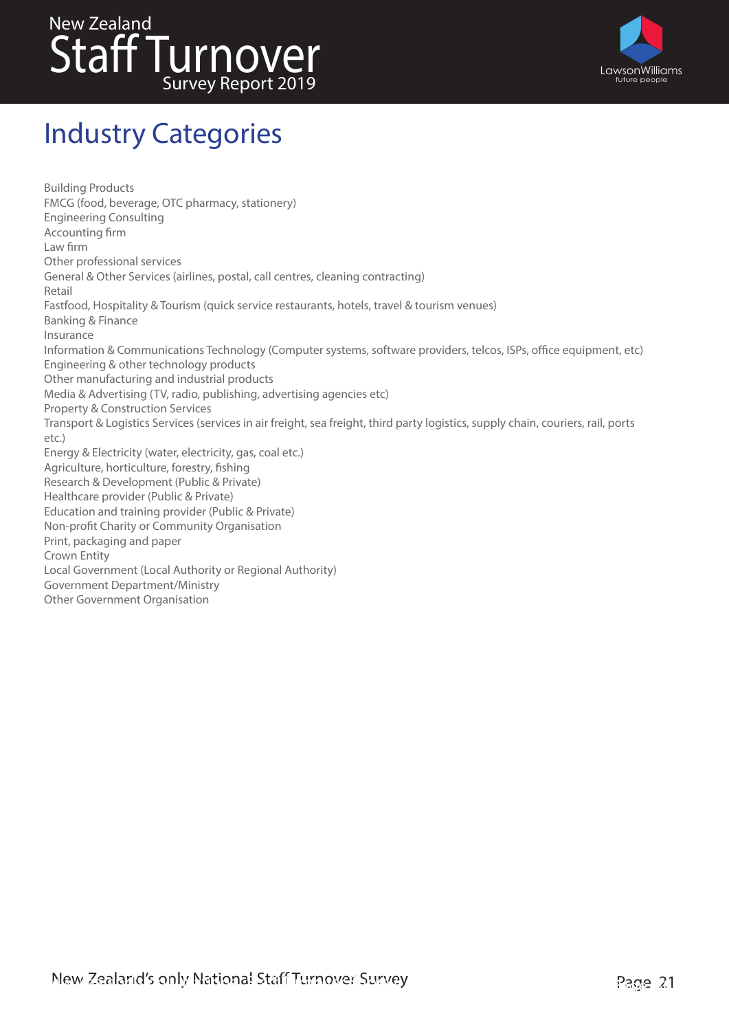# Industry Categories

Building Products
FMCG (food, beverage, OTC pharmacy, stationery)
Engineering Consulting
Accounting firm
Law firm
Other professional services
General & Other Services (airlines, postal, call centres, cleaning contracting)
Retail
Fastfood, Hospitality & Tourism (quick service restaurants, hotels, travel & tourism venues)
Banking & Finance
Insurance
Information & Communications Technology (Computer systems, software providers, telcos, ISPs, office equipment, etc)
Engineering & other technology products
Other manufacturing and industrial products
Media & Advertising (TV, radio, publishing, advertising agencies etc)
Property & Construction Services
Transport & Logistics Services (services in air freight, sea freight, third party logistics, supply chain, couriers, rail, ports etc.)
Energy & Electricity (water, electricity, gas, coal etc.)
Agriculture, horticulture, forestry, fishing
Research & Development (Public & Private)
Healthcare provider (Public & Private)
Education and training provider (Public & Private)
Non-profit Charity or Community Organisation
Print, packaging and paper
Crown Entity
Local Government (Local Authority or Regional Authority)
Government Department/Ministry
Other Government Organisation